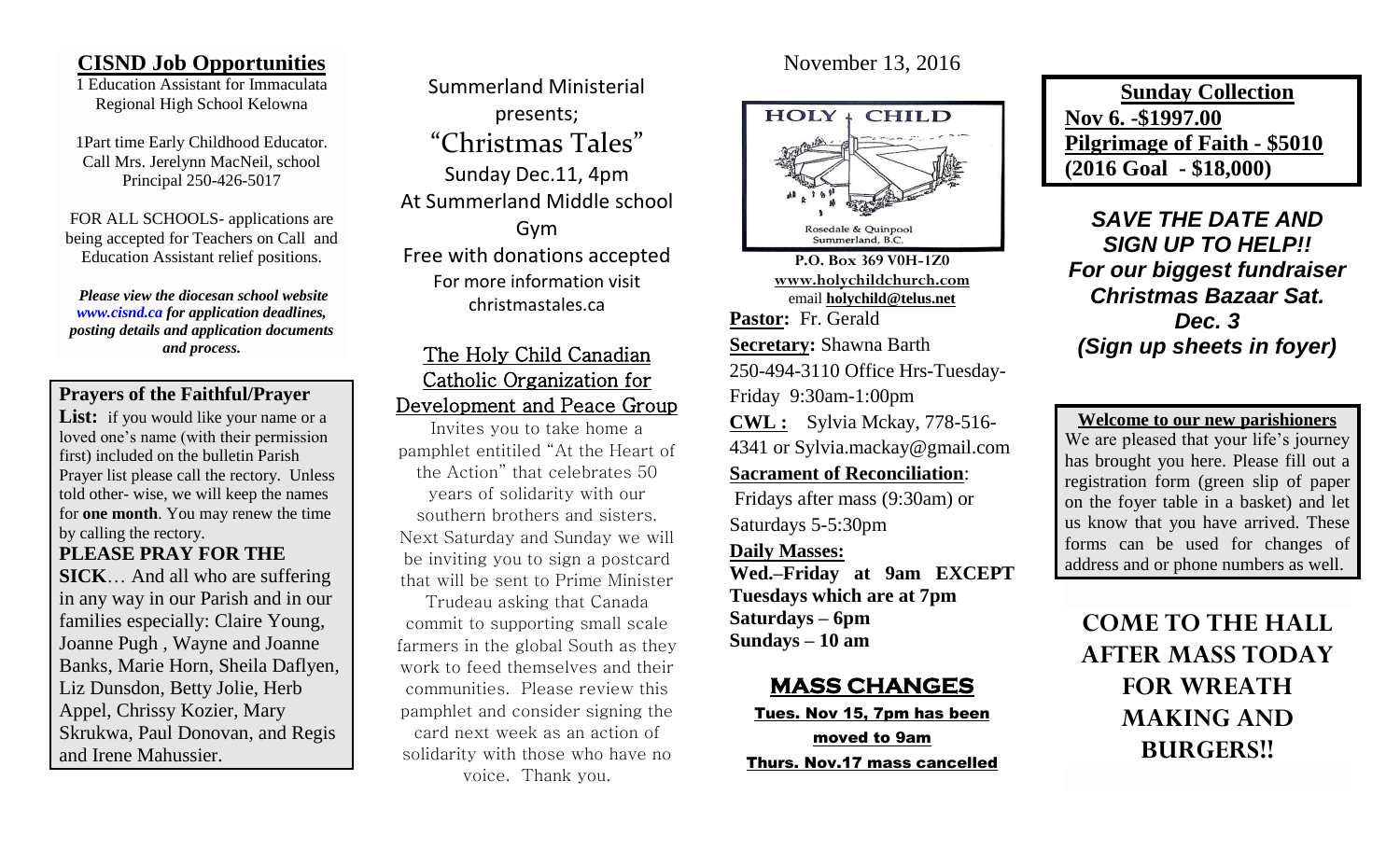## CISND Job Opportunities

1 Education Assistant for Immaculata Regional High School Kelowna

1Part time Early Childhood Educator. Call Mrs. Jerelynn MacNeil, school Principal 250-426-5017

FOR ALL SCHOOLS- applications are being accepted for Teachers on Call and Education Assistant relief positions.

***Please view the diocesan school website www.cisnd.ca for application deadlines, posting details and application documents and process.***

**Prayers of the Faithful/Prayer List:** if you would like your name or a loved one's name (with their permission first) included on the bulletin Parish Prayer list please call the rectory. Unless told other- wise, we will keep the names for **one month**. You may renew the time by calling the rectory.

**PLEASE PRAY FOR THE SICK**… And all who are suffering in any way in our Parish and in our families especially: Claire Young, Joanne Pugh , Wayne and Joanne Banks, Marie Horn, Sheila Daflyen, Liz Dunsdon, Betty Jolie, Herb Appel, Chrissy Kozier, Mary Skrukwa, Paul Donovan, and Regis and Irene Mahussier.

Summerland Ministerial presents;

"Christmas Tales"

Sunday Dec.11, 4pm

At Summerland Middle school Gym

Free with donations accepted

For more information visit christmastales.ca

## The Holy Child Canadian Catholic Organization for Development and Peace Group

Invites you to take home a pamphlet entitiled "At the Heart of the Action" that celebrates 50 years of solidarity with our southern brothers and sisters. Next Saturday and Sunday we will be inviting you to sign a postcard that will be sent to Prime Minister Trudeau asking that Canada commit to supporting small scale farmers in the global South as they work to feed themselves and their communities. Please review this pamphlet and consider signing the card next week as an action of solidarity with those who have no voice. Thank you.

November 13, 2016

HOLY CHILD

Rosedale & Quinpool
Summerland, B.C.

**P.O. Box 369 V0H-1Z0**
**www.holychildchurch.com**
email **holychild@telus.net**

**Pastor:** Fr. Gerald

**Secretary:** Shawna Barth 250-494-3110 Office Hrs-Tuesday-Friday 9:30am-1:00pm

**CWL :** Sylvia Mckay, 778-516-4341 or Sylvia.mackay@gmail.com

**Sacrament of Reconciliation**:
Fridays after mass (9:30am) or Saturdays 5-5:30pm

**Daily Masses:**
**Wed.–Friday at 9am EXCEPT Tuesdays which are at 7pm**
**Saturdays – 6pm**
**Sundays – 10 am**

## MASS CHANGES

**Tues. Nov 15, 7pm has been moved to 9am**

**Thurs. Nov.17 mass cancelled**

**Sunday Collection**
**Nov 6. -$1997.00**
**Pilgrimage of Faith - $5010**
**(2016 Goal - $18,000)**

***SAVE THE DATE AND SIGN UP TO HELP!! For our biggest fundraiser Christmas Bazaar Sat. Dec. 3 (Sign up sheets in foyer)***

**Welcome to our new parishioners**

We are pleased that your life's journey has brought you here. Please fill out a registration form (green slip of paper on the foyer table in a basket) and let us know that you have arrived. These forms can be used for changes of address and or phone numbers as well.

**COME TO THE HALL AFTER MASS TODAY FOR WREATH MAKING AND BURGERS!!**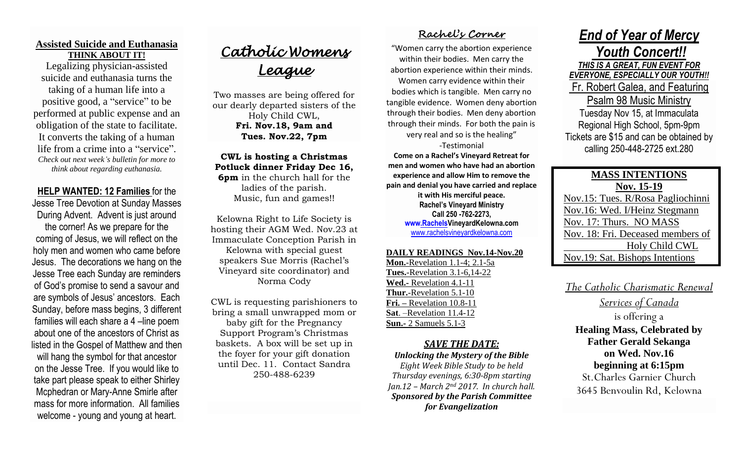### Assisted Suicide and Euthanasia

**THINK ABOUT IT!**

Legalizing physician-assisted suicide and euthanasia turns the taking of a human life into a positive good, a "service" to be performed at public expense and an obligation of the state to facilitate. It converts the taking of a human life from a crime into a "service".

*Check out next week's bulletin for more to think about regarding euthanasia.*

**HELP WANTED: 12 Families** for the Jesse Tree Devotion at Sunday Masses During Advent. Advent is just around the corner! As we prepare for the coming of Jesus, we will reflect on the holy men and women who came before Jesus. The decorations we hang on the Jesse Tree each Sunday are reminders of God's promise to send a savour and are symbols of Jesus' ancestors. Each Sunday, before mass begins, 3 different families will each share a 4 –line poem about one of the ancestors of Christ as listed in the Gospel of Matthew and then will hang the symbol for that ancestor on the Jesse Tree. If you would like to take part please speak to either Shirley Mcphedran or Mary-Anne Smirle after mass for more information. All families welcome - young and young at heart.

## *Catholic Womens League*

Two masses are being offered for our dearly departed sisters of the Holy Child CWL,
**Fri. Nov.18, 9am and Tues. Nov.22, 7pm**

**CWL is hosting a Christmas Potluck dinner Friday Dec 16, 6pm** in the church hall for the ladies of the parish.
Music, fun and games!!

Kelowna Right to Life Society is hosting their AGM Wed. Nov.23 at Immaculate Conception Parish in Kelowna with special guest speakers Sue Morris (Rachel's Vineyard site coordinator) and Norma Cody

CWL is requesting parishioners to bring a small unwrapped mom or baby gift for the Pregnancy Support Program's Christmas baskets. A box will be set up in the foyer for your gift donation until Dec. 11. Contact Sandra 250-488-6239

### Rachel's Corner

"Women carry the abortion experience within their bodies. Men carry the abortion experience within their minds. Women carry evidence within their bodies which is tangible. Men carry no tangible evidence. Women deny abortion through their bodies. Men deny abortion through their minds. For both the pain is very real and so is the healing"
-Testimonial

**Come on a Rachel's Vineyard Retreat for men and women who have had an abortion experience and allow Him to remove the pain and denial you have carried and replace it with His merciful peace.**
**Rachel's Vineyard Ministry**
**Call 250 -762-2273,**
**www.RachelsVineyardKelowna.com**
www.rachelsvineyardkelowna.com

**DAILY READINGS Nov.14-Nov.20**
**Mon.**-Revelation 1.1-4; 2.1-5a
**Tues.**-Revelation 3.1-6,14-22
**Wed.**- Revelation 4.1-11
**Thur.**-Revelation 5.1-10
**Fri.** – Revelation 10.8-11
**Sat**. –Revelation 11.4-12
**Sun.**- 2 Samuels 5.1-3

***SAVE THE DATE:***
***Unlocking the Mystery of the Bible***
*Eight Week Bible Study to be held Thursday evenings, 6:30-8pm starting Jan.12 – March 2nd 2017. In church hall.*
***Sponsored by the Parish Committee for Evangelization***

## *End of Year of Mercy Youth Concert!!*

***THIS IS A GREAT, FUN EVENT FOR EVERYONE, ESPECIALLY OUR YOUTH!!***

Fr. Robert Galea, and Featuring Psalm 98 Music Ministry
Tuesday Nov 15, at Immaculata Regional High School, 5pm-9pm
Tickets are $15 and can be obtained by calling 250-448-2725 ext.280

**MASS INTENTIONS**
**Nov. 15-19**
Nov.15: Tues. R/Rosa Pagliochinni
Nov.16: Wed. I/Heinz Stegmann
Nov. 17: Thurs. NO MASS
Nov. 18: Fri. Deceased members of Holy Child CWL
Nov.19: Sat. Bishops Intentions

*The Catholic Charismatic Renewal Services of Canada*
is offering a
**Healing Mass, Celebrated by Father Gerald Sekanga on Wed. Nov.16 beginning at 6:15pm**
St.Charles Garnier Church
3645 Benvoulin Rd, Kelowna